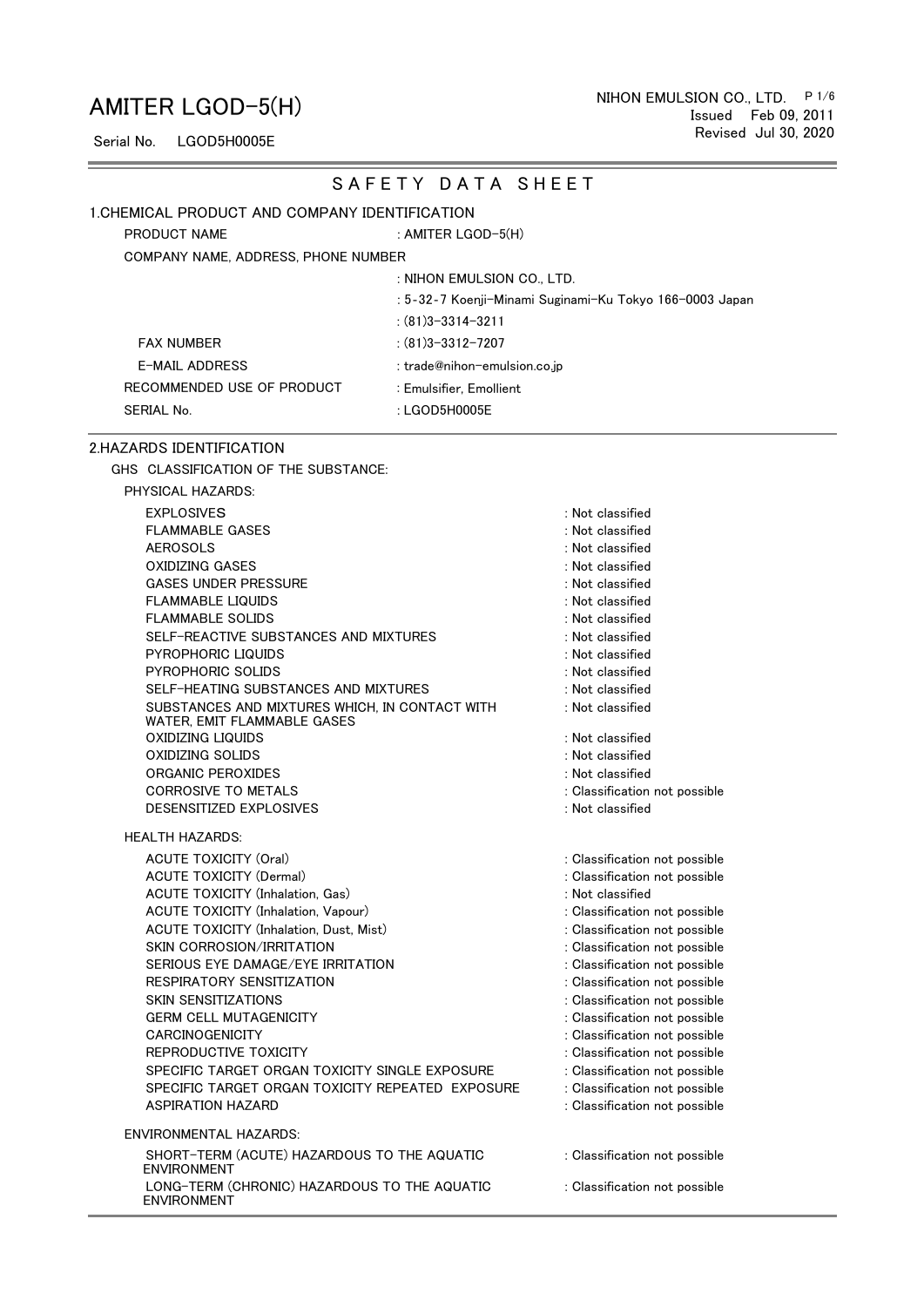# AMITER LGOD-5(H)

Serial No. LGOD5H0005E

NIHON EMULSION CO., LTD.
Issued Feb 09, 2011
Revised Jul 30, 2020

## S A F E T Y D A T A S H E E T

### 1.CHEMICAL PRODUCT AND COMPANY IDENTIFICATION

| | |
|---|---|
| PRODUCT NAME | : AMITER LGOD-5(H) |
| COMPANY NAME, ADDRESS, PHONE NUMBER | |
| | : NIHON EMULSION CO., LTD. |
| | : 5-32-7 Koenji-Minami Suginami-Ku Tokyo 166-0003 Japan |
| | : (81)3-3314-3211 |
| FAX NUMBER | : (81)3-3312-7207 |
| E-MAIL ADDRESS | : trade@nihon-emulsion.co.jp |
| RECOMMENDED USE OF PRODUCT | : Emulsifier, Emollient |
| SERIAL No. | : LGOD5H0005E |

### 2.HAZARDS IDENTIFICATION

GHS CLASSIFICATION OF THE SUBSTANCE:

PHYSICAL HAZARDS:

| | |
|---|---|
| EXPLOSIVES | : Not classified |
| FLAMMABLE GASES | : Not classified |
| AEROSOLS | : Not classified |
| OXIDIZING GASES | : Not classified |
| GASES UNDER PRESSURE | : Not classified |
| FLAMMABLE LIQUIDS | : Not classified |
| FLAMMABLE SOLIDS | : Not classified |
| SELF-REACTIVE SUBSTANCES AND MIXTURES | : Not classified |
| PYROPHORIC LIQUIDS | : Not classified |
| PYROPHORIC SOLIDS | : Not classified |
| SELF-HEATING SUBSTANCES AND MIXTURES | : Not classified |
| SUBSTANCES AND MIXTURES WHICH, IN CONTACT WITH WATER, EMIT FLAMMABLE GASES | : Not classified |
| OXIDIZING LIQUIDS | : Not classified |
| OXIDIZING SOLIDS | : Not classified |
| ORGANIC PEROXIDES | : Not classified |
| CORROSIVE TO METALS | : Classification not possible |
| DESENSITIZED EXPLOSIVES | : Not classified |

HEALTH HAZARDS:

| | |
|---|---|
| ACUTE TOXICITY (Oral) | : Classification not possible |
| ACUTE TOXICITY (Dermal) | : Classification not possible |
| ACUTE TOXICITY (Inhalation, Gas) | : Not classified |
| ACUTE TOXICITY (Inhalation, Vapour) | : Classification not possible |
| ACUTE TOXICITY (Inhalation, Dust, Mist) | : Classification not possible |
| SKIN CORROSION/IRRITATION | : Classification not possible |
| SERIOUS EYE DAMAGE/EYE IRRITATION | : Classification not possible |
| RESPIRATORY SENSITIZATION | : Classification not possible |
| SKIN SENSITIZATIONS | : Classification not possible |
| GERM CELL MUTAGENICITY | : Classification not possible |
| CARCINOGENICITY | : Classification not possible |
| REPRODUCTIVE TOXICITY | : Classification not possible |
| SPECIFIC TARGET ORGAN TOXICITY SINGLE EXPOSURE | : Classification not possible |
| SPECIFIC TARGET ORGAN TOXICITY REPEATED EXPOSURE | : Classification not possible |
| ASPIRATION HAZARD | : Classification not possible |

ENVIRONMENTAL HAZARDS:

| | |
|---|---|
| SHORT-TERM (ACUTE) HAZARDOUS TO THE AQUATIC ENVIRONMENT | : Classification not possible |
| LONG-TERM (CHRONIC) HAZARDOUS TO THE AQUATIC ENVIRONMENT | : Classification not possible |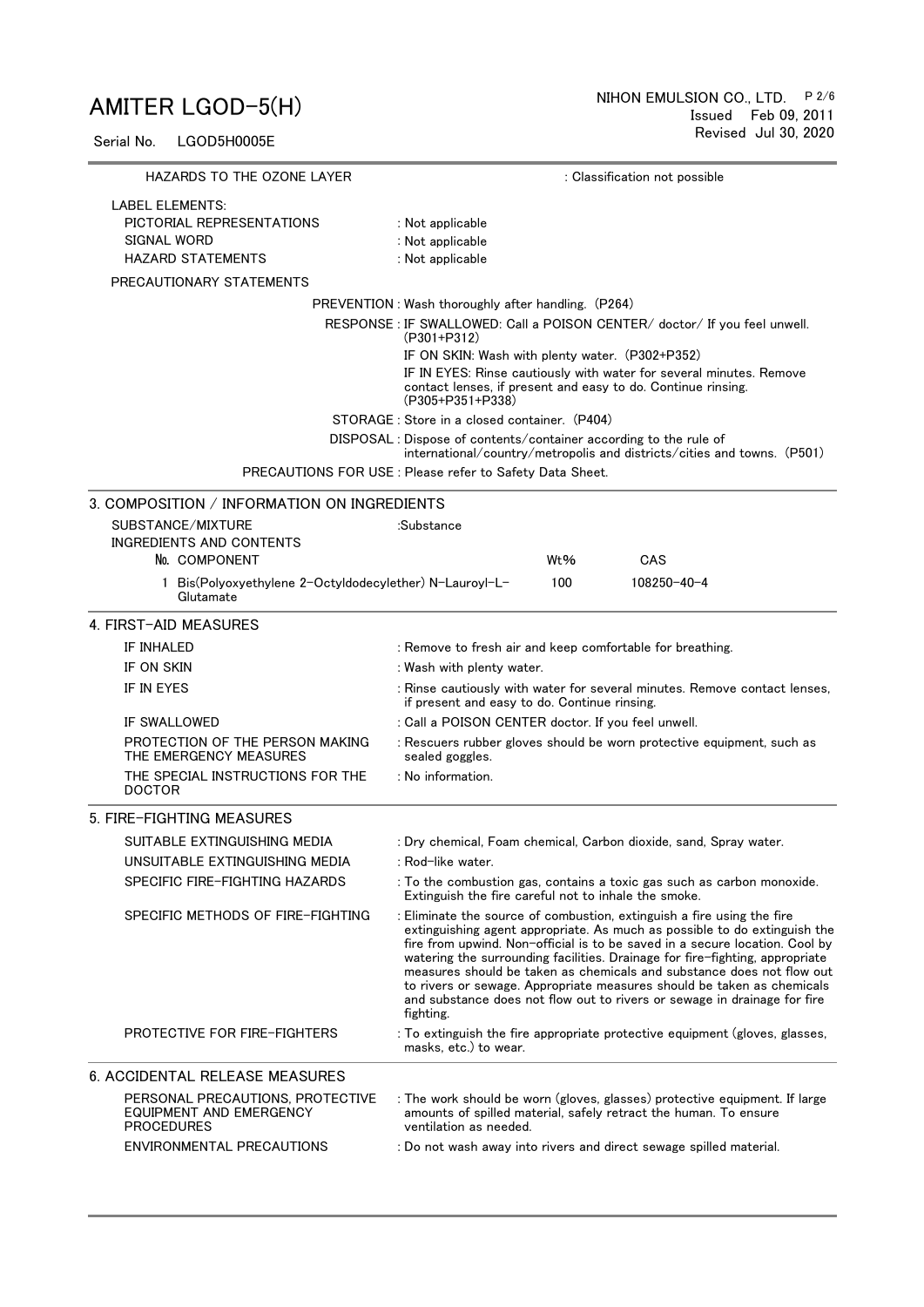HAZARDS TO THE OZONE LAYER : Classification not possible

LABEL ELEMENTS:

| | |
|---|---|
| PICTORIAL REPRESENTATIONS | : Not applicable |
| SIGNAL WORD | : Not applicable |
| HAZARD STATEMENTS | : Not applicable |

PRECAUTIONARY STATEMENTS

| | |
|---|---|
| PREVENTION | : Wash thoroughly after handling. (P264) |
| RESPONSE | : IF SWALLOWED: Call a POISON CENTER/ doctor/ If you feel unwell. (P301+P312) |
| | IF ON SKIN: Wash with plenty water. (P302+P352) |
| | IF IN EYES: Rinse cautiously with water for several minutes. Remove contact lenses, if present and easy to do. Continue rinsing. (P305+P351+P338) |
| STORAGE | : Store in a closed container. (P404) |
| DISPOSAL | : Dispose of contents/container according to the rule of international/country/metropolis and districts/cities and towns. (P501) |
| PRECAUTIONS FOR USE | : Please refer to Safety Data Sheet. |

## 3. COMPOSITION / INFORMATION ON INGREDIENTS

SUBSTANCE/MIXTURE :Substance

INGREDIENTS AND CONTENTS

| №. | COMPONENT | Wt% | CAS |
|---|---|---|---|
| 1 | Bis(Polyoxyethylene 2-Octyldodecylether) N-Lauroyl-L-Glutamate | 100 | 108250-40-4 |

## 4. FIRST-AID MEASURES

| | |
|---|---|
| IF INHALED | : Remove to fresh air and keep comfortable for breathing. |
| IF ON SKIN | : Wash with plenty water. |
| IF IN EYES | : Rinse cautiously with water for several minutes. Remove contact lenses, if present and easy to do. Continue rinsing. |
| IF SWALLOWED | : Call a POISON CENTER doctor. If you feel unwell. |
| PROTECTION OF THE PERSON MAKING THE EMERGENCY MEASURES | : Rescuers rubber gloves should be worn protective equipment, such as sealed goggles. |
| THE SPECIAL INSTRUCTIONS FOR THE DOCTOR | : No information. |

## 5. FIRE-FIGHTING MEASURES

| | |
|---|---|
| SUITABLE EXTINGUISHING MEDIA | : Dry chemical, Foam chemical, Carbon dioxide, sand, Spray water. |
| UNSUITABLE EXTINGUISHING MEDIA | : Rod-like water. |
| SPECIFIC FIRE-FIGHTING HAZARDS | : To the combustion gas, contains a toxic gas such as carbon monoxide. Extinguish the fire careful not to inhale the smoke. |
| SPECIFIC METHODS OF FIRE-FIGHTING | : Eliminate the source of combustion, extinguish a fire using the fire extinguishing agent appropriate. As much as possible to do extinguish the fire from upwind. Non-official is to be saved in a secure location. Cool by watering the surrounding facilities. Drainage for fire-fighting, appropriate measures should be taken as chemicals and substance does not flow out to rivers or sewage. Appropriate measures should be taken as chemicals and substance does not flow out to rivers or sewage in drainage for fire fighting. |
| PROTECTIVE FOR FIRE-FIGHTERS | : To extinguish the fire appropriate protective equipment (gloves, glasses, masks, etc.) to wear. |

## 6. ACCIDENTAL RELEASE MEASURES

| | |
|---|---|
| PERSONAL PRECAUTIONS, PROTECTIVE EQUIPMENT AND EMERGENCY PROCEDURES | : The work should be worn (gloves, glasses) protective equipment. If large amounts of spilled material, safely retract the human. To ensure ventilation as needed. |
| ENVIRONMENTAL PRECAUTIONS | : Do not wash away into rivers and direct sewage spilled material. |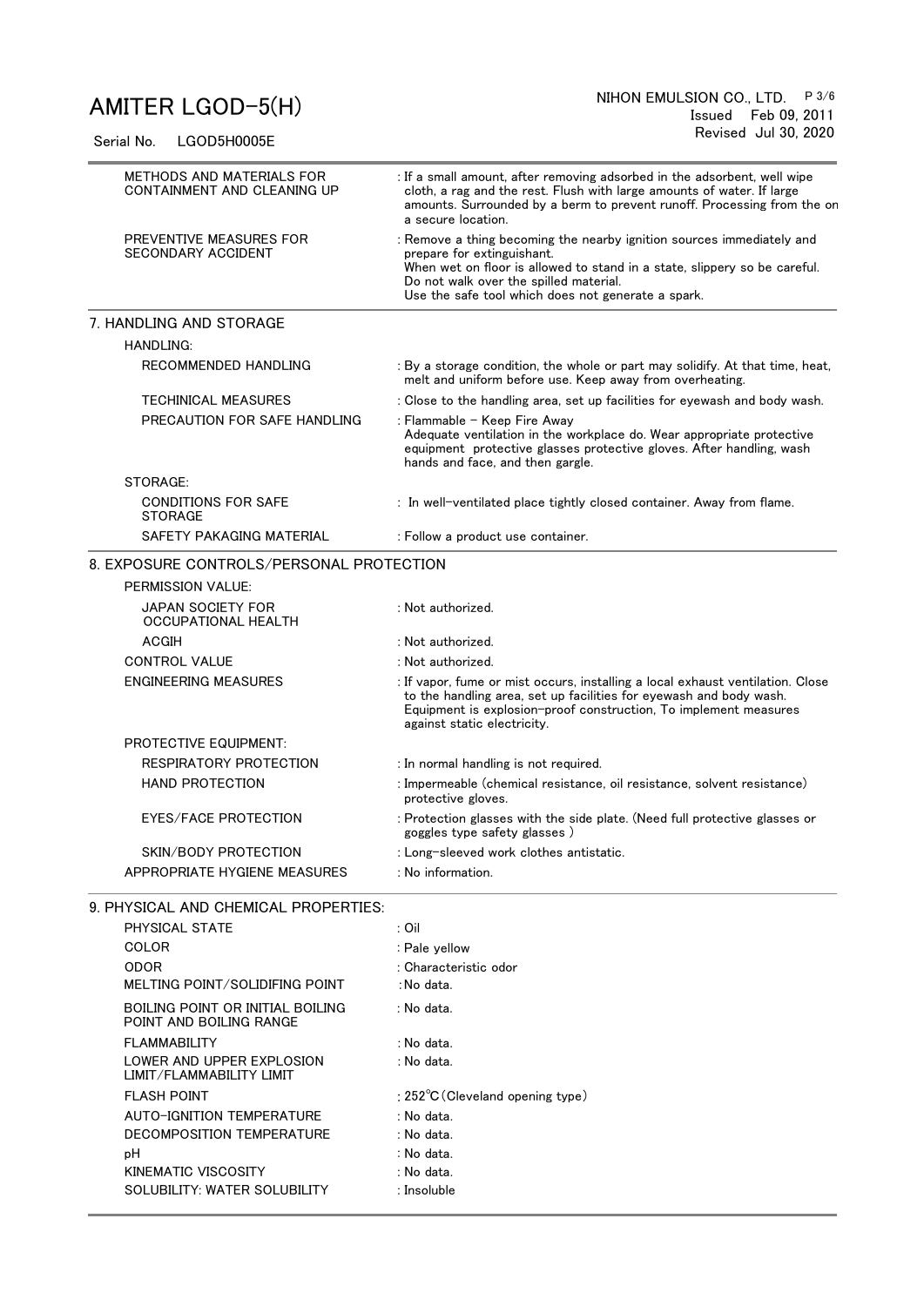| | |
|---|---|
| METHODS AND MATERIALS FOR CONTAINMENT AND CLEANING UP | : If a small amount, after removing adsorbed in the adsorbent, well wipe cloth, a rag and the rest. Flush with large amounts of water. If large amounts. Surrounded by a berm to prevent runoff. Processing from the on a secure location. |
| PREVENTIVE MEASURES FOR SECONDARY ACCIDENT | : Remove a thing becoming the nearby ignition sources immediately and prepare for extinguishant.<br>When wet on floor is allowed to stand in a state, slippery so be careful.<br>Do not walk over the spilled material.<br>Use the safe tool which does not generate a spark. |

## 7. HANDLING AND STORAGE

HANDLING:

| | |
|---|---|
| RECOMMENDED HANDLING | : By a storage condition, the whole or part may solidify. At that time, heat, melt and uniform before use. Keep away from overheating. |
| TECHINICAL MEASURES | : Close to the handling area, set up facilities for eyewash and body wash. |
| PRECAUTION FOR SAFE HANDLING | : Flammable – Keep Fire Away<br>Adequate ventilation in the workplace do. Wear appropriate protective equipment protective glasses protective gloves. After handling, wash hands and face, and then gargle. |

STORAGE:

| | |
|---|---|
| CONDITIONS FOR SAFE STORAGE | : In well-ventilated place tightly closed container. Away from flame. |
| SAFETY PAKAGING MATERIAL | : Follow a product use container. |

## 8. EXPOSURE CONTROLS/PERSONAL PROTECTION

PERMISSION VALUE:

| | |
|---|---|
| JAPAN SOCIETY FOR OCCUPATIONAL HEALTH | : Not authorized. |
| ACGIH | : Not authorized. |
| CONTROL VALUE | : Not authorized. |
| ENGINEERING MEASURES | : If vapor, fume or mist occurs, installing a local exhaust ventilation. Close to the handling area, set up facilities for eyewash and body wash. Equipment is explosion-proof construction, To implement measures against static electricity. |

PROTECTIVE EQUIPMENT:

| | |
|---|---|
| RESPIRATORY PROTECTION | : In normal handling is not required. |
| HAND PROTECTION | : Impermeable (chemical resistance, oil resistance, solvent resistance) protective gloves. |
| EYES/FACE PROTECTION | : Protection glasses with the side plate. (Need full protective glasses or goggles type safety glasses ) |
| SKIN/BODY PROTECTION | : Long-sleeved work clothes antistatic. |
| APPROPRIATE HYGIENE MEASURES | : No information. |

## 9. PHYSICAL AND CHEMICAL PROPERTIES:

| | |
|---|---|
| PHYSICAL STATE | : Oil |
| COLOR | : Pale yellow |
| ODOR | : Characteristic odor |
| MELTING POINT/SOLIDIFING POINT | :No data. |
| BOILING POINT OR INITIAL BOILING POINT AND BOILING RANGE | : No data. |
| FLAMMABILITY | : No data. |
| LOWER AND UPPER EXPLOSION LIMIT/FLAMMABILITY LIMIT | : No data. |
| FLASH POINT | : 252℃(Cleveland opening type) |
| AUTO-IGNITION TEMPERATURE | : No data. |
| DECOMPOSITION TEMPERATURE | : No data. |
| pH | : No data. |
| KINEMATIC VISCOSITY | : No data. |
| SOLUBILITY: WATER SOLUBILITY | : Insoluble |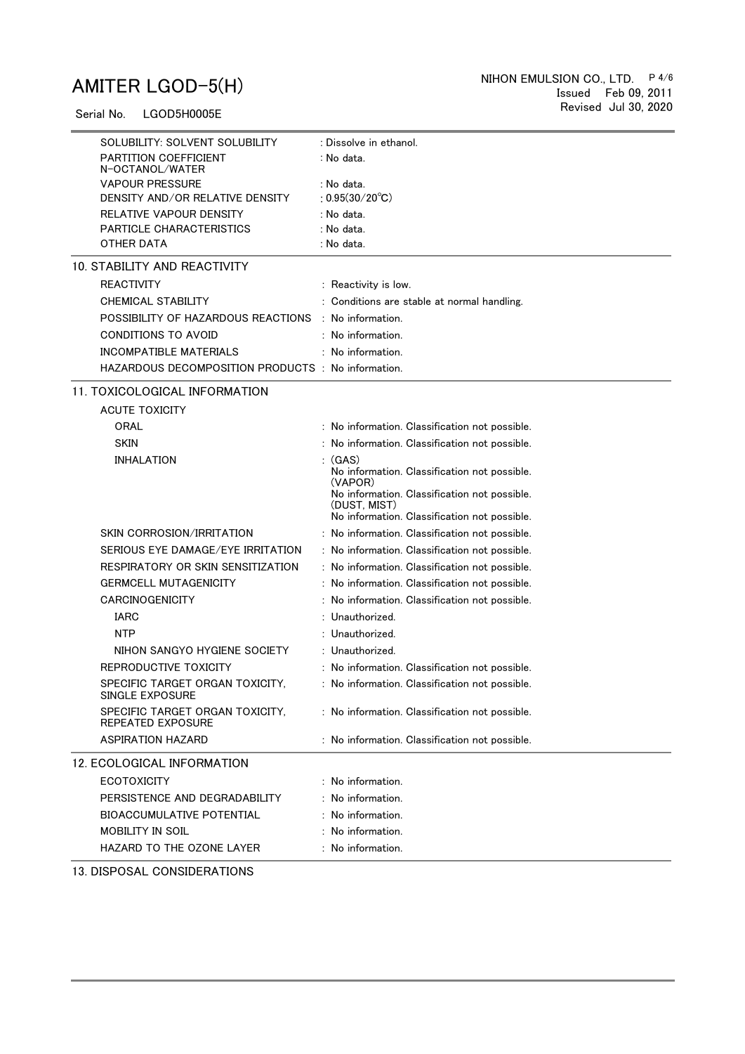| | |
|---|---|
| SOLUBILITY: SOLVENT SOLUBILITY | : Dissolve in ethanol. |
| PARTITION COEFFICIENT N-OCTANOL/WATER | : No data. |
| VAPOUR PRESSURE | : No data. |
| DENSITY AND/OR RELATIVE DENSITY | : 0.95(30/20℃) |
| RELATIVE VAPOUR DENSITY | : No data. |
| PARTICLE CHARACTERISTICS | : No data. |
| OTHER DATA | : No data. |

## 10. STABILITY AND REACTIVITY

| | |
|---|---|
| REACTIVITY | : Reactivity is low. |
| CHEMICAL STABILITY | : Conditions are stable at normal handling. |
| POSSIBILITY OF HAZARDOUS REACTIONS | : No information. |
| CONDITIONS TO AVOID | : No information. |
| INCOMPATIBLE MATERIALS | : No information. |
| HAZARDOUS DECOMPOSITION PRODUCTS | : No information. |

## 11. TOXICOLOGICAL INFORMATION

| | |
|---|---|
| ACUTE TOXICITY | |
| ORAL | : No information. Classification not possible. |
| SKIN | : No information. Classification not possible. |
| INHALATION | : (GAS) No information. Classification not possible. (VAPOR) No information. Classification not possible. (DUST, MIST) No information. Classification not possible. |
| SKIN CORROSION/IRRITATION | : No information. Classification not possible. |
| SERIOUS EYE DAMAGE/EYE IRRITATION | : No information. Classification not possible. |
| RESPIRATORY OR SKIN SENSITIZATION | : No information. Classification not possible. |
| GERMCELL MUTAGENICITY | : No information. Classification not possible. |
| CARCINOGENICITY | : No information. Classification not possible. |
| IARC | : Unauthorized. |
| NTP | : Unauthorized. |
| NIHON SANGYO HYGIENE SOCIETY | : Unauthorized. |
| REPRODUCTIVE TOXICITY | : No information. Classification not possible. |
| SPECIFIC TARGET ORGAN TOXICITY, SINGLE EXPOSURE | : No information. Classification not possible. |
| SPECIFIC TARGET ORGAN TOXICITY, REPEATED EXPOSURE | : No information. Classification not possible. |
| ASPIRATION HAZARD | : No information. Classification not possible. |

## 12. ECOLOGICAL INFORMATION

| | |
|---|---|
| ECOTOXICITY | : No information. |
| PERSISTENCE AND DEGRADABILITY | : No information. |
| BIOACCUMULATIVE POTENTIAL | : No information. |
| MOBILITY IN SOIL | : No information. |
| HAZARD TO THE OZONE LAYER | : No information. |

## 13. DISPOSAL CONSIDERATIONS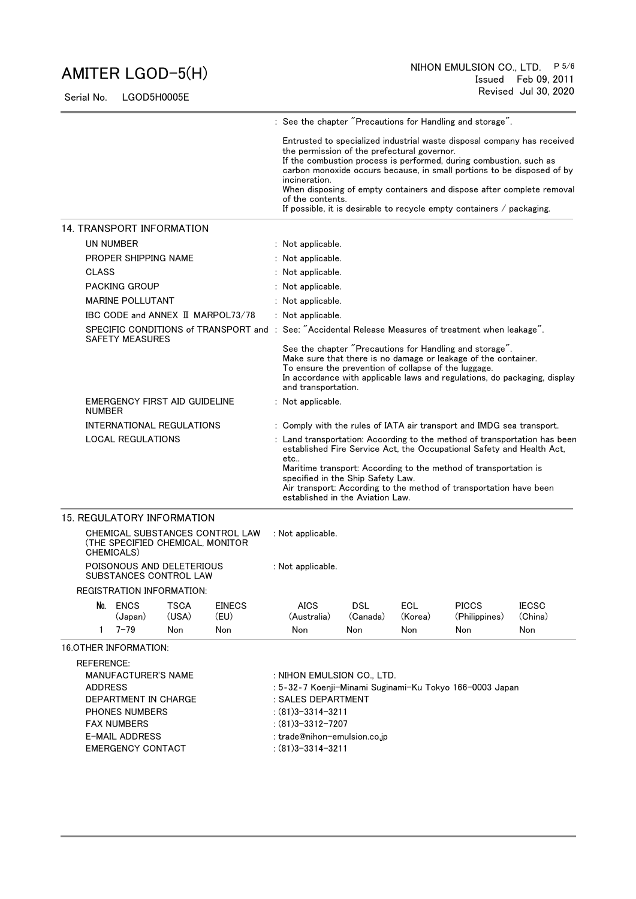: See the chapter "Precautions for Handling and storage".

Entrusted to specialized industrial waste disposal company has received the permission of the prefectural governor.
If the combustion process is performed, during combustion, such as carbon monoxide occurs because, in small portions to be disposed of by incineration.
When disposing of empty containers and dispose after complete removal of the contents.
If possible, it is desirable to recycle empty containers / packaging.

## 14. TRANSPORT INFORMATION

| | |
|---|---|
| UN NUMBER | : Not applicable. |
| PROPER SHIPPING NAME | : Not applicable. |
| CLASS | : Not applicable. |
| PACKING GROUP | : Not applicable. |
| MARINE POLLUTANT | : Not applicable. |
| IBC CODE and ANNEX II MARPOL73/78 | : Not applicable. |
| SPECIFIC CONDITIONS of TRANSPORT and SAFETY MEASURES | : See: "Accidental Release Measures of treatment when leakage". See the chapter "Precautions for Handling and storage". Make sure that there is no damage or leakage of the container. To ensure the prevention of collapse of the luggage. In accordance with applicable laws and regulations, do packaging, display and transportation. |
| EMERGENCY FIRST AID GUIDELINE NUMBER | : Not applicable. |
| INTERNATIONAL REGULATIONS | : Comply with the rules of IATA air transport and IMDG sea transport. |
| LOCAL REGULATIONS | : Land transportation: According to the method of transportation has been established Fire Service Act, the Occupational Safety and Health Act, etc.. Maritime transport: According to the method of transportation is specified in the Ship Safety Law. Air transport: According to the method of transportation have been established in the Aviation Law. |

## 15. REGULATORY INFORMATION

| | |
|---|---|
| CHEMICAL SUBSTANCES CONTROL LAW (THE SPECIFIED CHEMICAL, MONITOR CHEMICALS) | : Not applicable. |
| POISONOUS AND DELETERIOUS SUBSTANCES CONTROL LAW | : Not applicable. |

REGISTRATION INFORMATION:

| No. | ENCS (Japan) | TSCA (USA) | EINECS (EU) | AICS (Australia) | DSL (Canada) | ECL (Korea) | PICCS (Philippines) | IECSC (China) |
|---|---|---|---|---|---|---|---|---|
| 1 | 7-79 | Non | Non | Non | Non | Non | Non | Non |

## 16.OTHER INFORMATION:

REFERENCE:

| | |
|---|---|
| MANUFACTURER'S NAME | : NIHON EMULSION CO., LTD. |
| ADDRESS | : 5-32-7 Koenji-Minami Suginami-Ku Tokyo 166-0003 Japan |
| DEPARTMENT IN CHARGE | : SALES DEPARTMENT |
| PHONES NUMBERS | : (81)3-3314-3211 |
| FAX NUMBERS | : (81)3-3312-7207 |
| E-MAIL ADDRESS | : trade@nihon-emulsion.co.jp |
| EMERGENCY CONTACT | : (81)3-3314-3211 |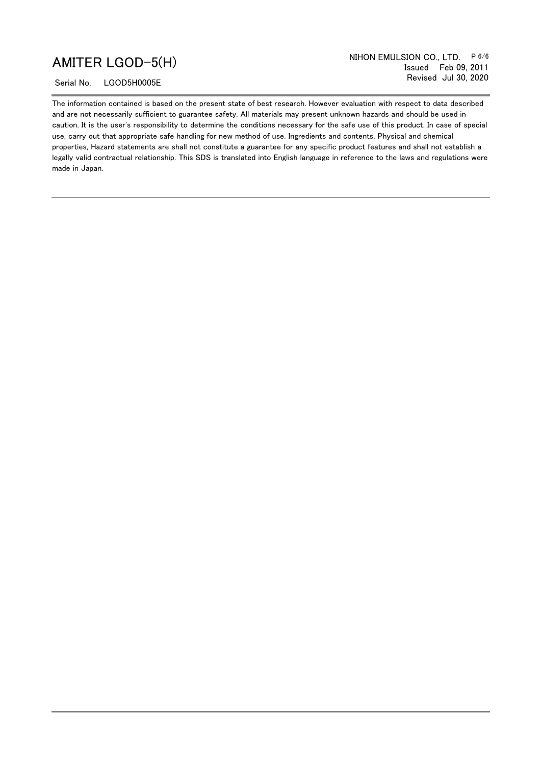The information contained is based on the present state of best research. However evaluation with respect to data described and are not necessarily sufficient to guarantee safety. All materials may present unknown hazards and should be used in caution. It is the user's responsibility to determine the conditions necessary for the safe use of this product. In case of special use, carry out that appropriate safe handling for new method of use. Ingredients and contents, Physical and chemical properties, Hazard statements are shall not constitute a guarantee for any specific product features and shall not establish a legally valid contractual relationship. This SDS is translated into English language in reference to the laws and regulations were made in Japan.